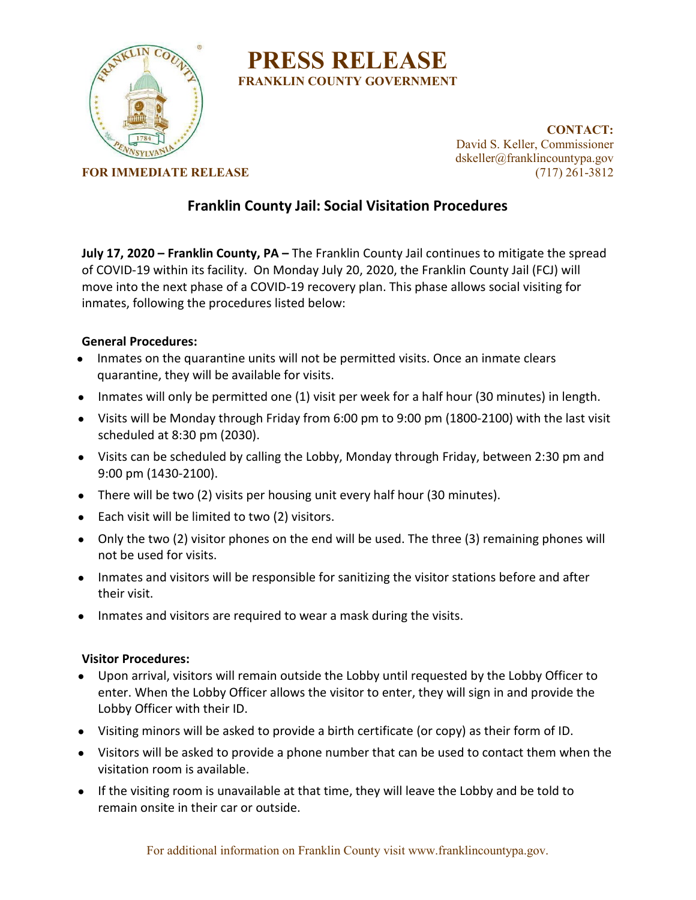# PRESS RELEASE

**FRANKLIN COUNTY GOVERNMENT**

**CONTACT:**
David S. Keller, Commissioner
dskeller@franklincountypa.gov
(717) 261-3812

**FOR IMMEDIATE RELEASE**

## Franklin County Jail: Social Visitation Procedures

**July 17, 2020 – Franklin County, PA –** The Franklin County Jail continues to mitigate the spread of COVID-19 within its facility. On Monday July 20, 2020, the Franklin County Jail (FCJ) will move into the next phase of a COVID-19 recovery plan. This phase allows social visiting for inmates, following the procedures listed below:

**General Procedures:**

- Inmates on the quarantine units will not be permitted visits. Once an inmate clears quarantine, they will be available for visits.
- Inmates will only be permitted one (1) visit per week for a half hour (30 minutes) in length.
- Visits will be Monday through Friday from 6:00 pm to 9:00 pm (1800-2100) with the last visit scheduled at 8:30 pm (2030).
- Visits can be scheduled by calling the Lobby, Monday through Friday, between 2:30 pm and 9:00 pm (1430-2100).
- There will be two (2) visits per housing unit every half hour (30 minutes).
- Each visit will be limited to two (2) visitors.
- Only the two (2) visitor phones on the end will be used. The three (3) remaining phones will not be used for visits.
- Inmates and visitors will be responsible for sanitizing the visitor stations before and after their visit.
- Inmates and visitors are required to wear a mask during the visits.

**Visitor Procedures:**

- Upon arrival, visitors will remain outside the Lobby until requested by the Lobby Officer to enter. When the Lobby Officer allows the visitor to enter, they will sign in and provide the Lobby Officer with their ID.
- Visiting minors will be asked to provide a birth certificate (or copy) as their form of ID.
- Visitors will be asked to provide a phone number that can be used to contact them when the visitation room is available.
- If the visiting room is unavailable at that time, they will leave the Lobby and be told to remain onsite in their car or outside.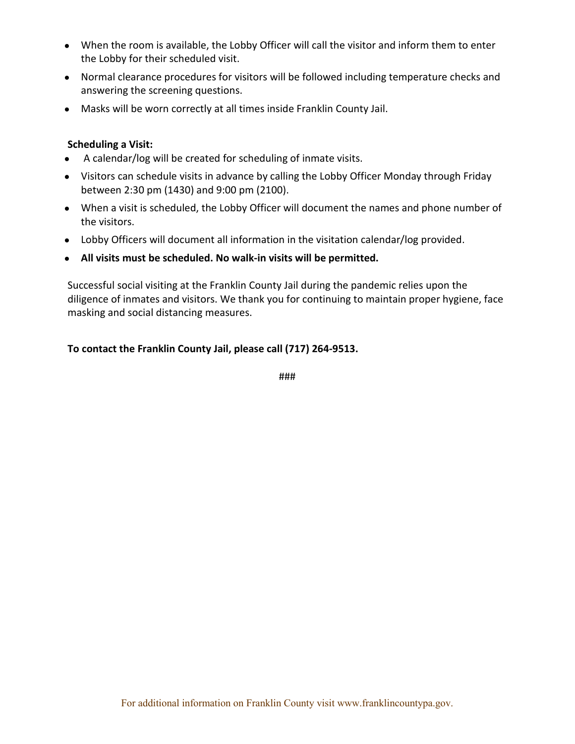- When the room is available, the Lobby Officer will call the visitor and inform them to enter the Lobby for their scheduled visit.
- Normal clearance procedures for visitors will be followed including temperature checks and answering the screening questions.
- Masks will be worn correctly at all times inside Franklin County Jail.

**Scheduling a Visit:**

- A calendar/log will be created for scheduling of inmate visits.
- Visitors can schedule visits in advance by calling the Lobby Officer Monday through Friday between 2:30 pm (1430) and 9:00 pm (2100).
- When a visit is scheduled, the Lobby Officer will document the names and phone number of the visitors.
- Lobby Officers will document all information in the visitation calendar/log provided.
- **All visits must be scheduled. No walk-in visits will be permitted.**

Successful social visiting at the Franklin County Jail during the pandemic relies upon the diligence of inmates and visitors. We thank you for continuing to maintain proper hygiene, face masking and social distancing measures.

**To contact the Franklin County Jail, please call (717) 264-9513.**

###

For additional information on Franklin County visit www.franklincountypa.gov.